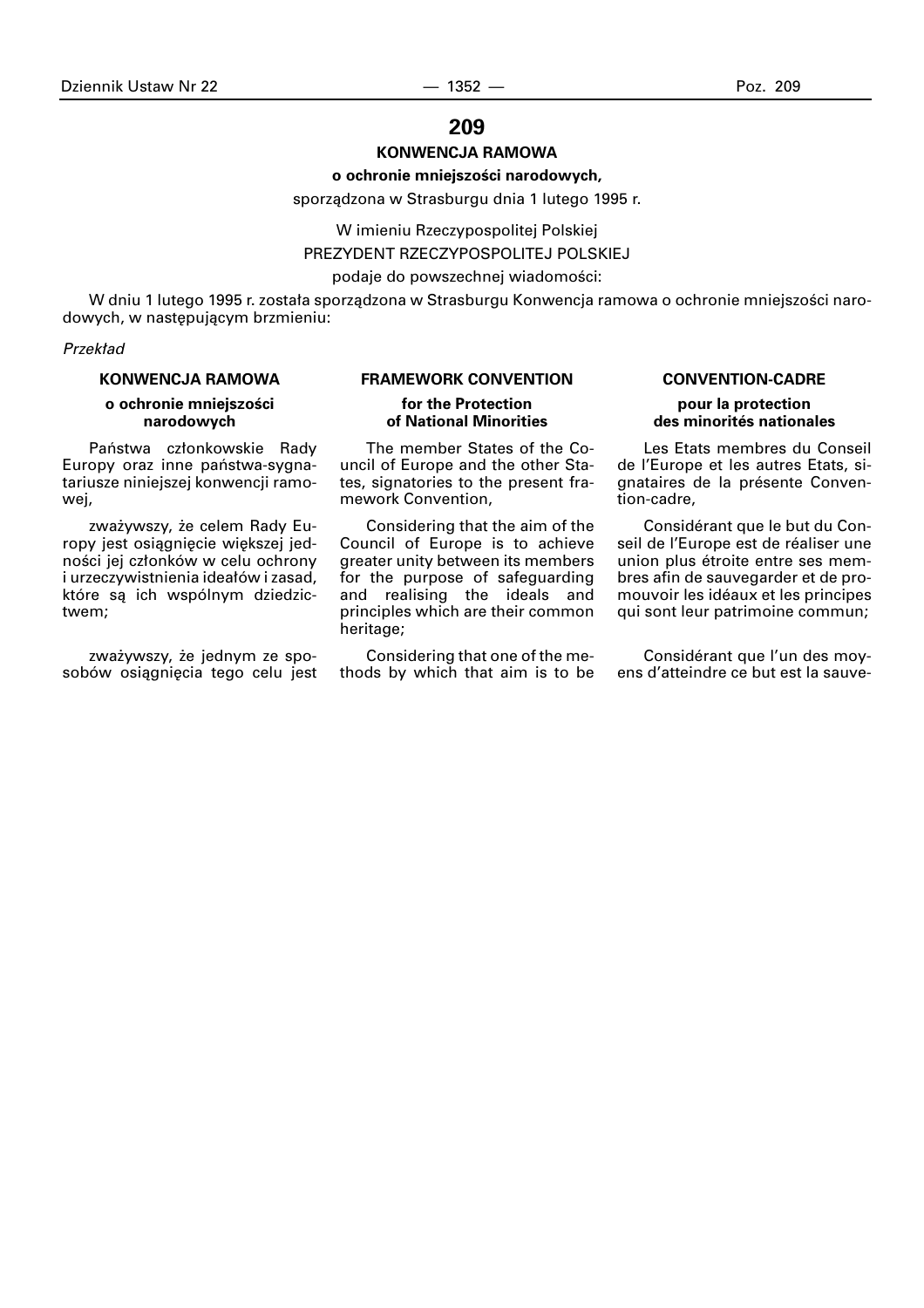# 209

## KONWENCJA RAMOWA

### o ochronie mniejszości narodowych,

sporządzona w Strasburgu dnia 1 lutego 1995 r.

W imieniu Rzeczypospolitej Polskiej

PREZYDENT RZECZYPOSPOLITEJ POLSKIEJ

podaje do powszechnej wiadomości:

W dniu 1 lutego 1995 r. została sporządzona w Strasburgu Konwencja ramowa o ochronie mniejszości narodowych, w następującym brzmieniu:

*Przekład*

## KONWENCJA RAMOWA

### o ochronie mniejszości narodowych

Państwa członkowskie Rady Europy oraz inne państwa-sygnatariusze niniejszej konwencji ramowej,

zważywszy, że celem Rady Europy jest osiągnięcie większej jedności jej członków w celu ochrony i urzeczywistnienia ideałów i zasad, które są ich wspólnym dziedzictwem;

zważywszy, że jednym ze sposobów osiągnięcia tego celu jest

## FRAMEWORK CONVENTION

### for the Protection of National Minorities

The member States of the Council of Europe and the other States, signatories to the present framework Convention,

Considering that the aim of the Council of Europe is to achieve greater unity between its members for the purpose of safeguarding and realising the ideals and principles which are their common heritage;

Considering that one of the methods by which that aim is to be

## CONVENTION-CADRE

### pour la protection des minorités nationales

Les Etats membres du Conseil de l'Europe et les autres Etats, signataires de la présente Convention-cadre,

Considérant que le but du Conseil de l'Europe est de réaliser une union plus étroite entre ses membres afin de sauvegarder et de promouvoir les idéaux et les principes qui sont leur patrimoine commun;

Considérant que l'un des moyens d'atteindre ce but est la sauve-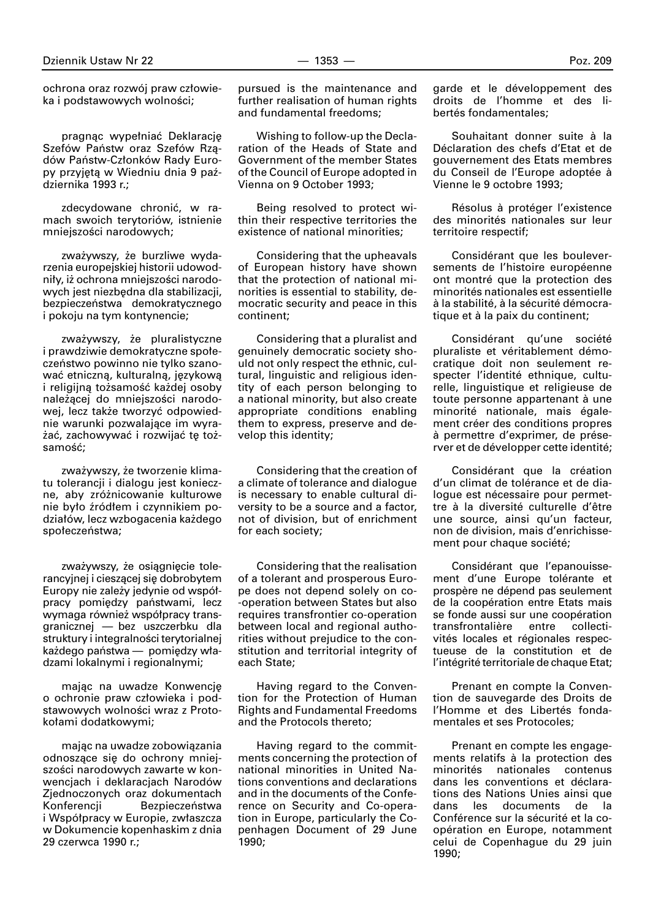ochrona oraz rozwój praw człowieka i podstawowych wolności;

pragnąc wypełniać Deklarację Szefów Państw oraz Szefów Rządów Państw-Członków Rady Europy przyjętą w Wiedniu dnia 9 października 1993 r.;

zdecydowane chronić, w ramach swoich terytoriów, istnienie mniejszości narodowych;

zważywszy, że burzliwe wydarzenia europejskiej historii udowodniły, iż ochrona mniejszości narodowych jest niezbędna dla stabilizacji, bezpieczeństwa demokratycznego i pokoju na tym kontynencie;

zważywszy, że pluralistyczne i prawdziwie demokratyczne społeczeństwo powinno nie tylko szanować etniczną, kulturalną, językową i religijną tożsamość każdej osoby należącej do mniejszości narodowej, lecz także tworzyć odpowiednie warunki pozwalające im wyrażać, zachowywać i rozwijać tę tożsamość;

zważywszy, że tworzenie klimatu tolerancji i dialogu jest konieczne, aby zróżnicowanie kulturowe nie było źródłem i czynnikiem podziałów, lecz wzbogacenia każdego społeczeństwa;

zważywszy, że osiągnięcie tolerancyjnej i cieszącej się dobrobytem Europy nie zależy jedynie od współpracy pomiędzy państwami, lecz wymaga również współpracy transgranicznej — bez uszczerbku dla struktury i integralności terytorialnej każdego państwa — pomiędzy władzami lokalnymi i regionalnymi;

mając na uwadze Konwencję o ochronie praw człowieka i podstawowych wolności wraz z Protokołami dodatkowymi;

mając na uwadze zobowiązania odnoszące się do ochrony mniejszości narodowych zawarte w konwencjach i deklaracjach Narodów Zjednoczonych oraz dokumentach Konferencji Bezpieczeństwa i Współpracy w Europie, zwłaszcza w Dokumencie kopenhaskim z dnia 29 czerwca 1990 r.;

pursued is the maintenance and further realisation of human rights and fundamental freedoms;

Wishing to follow-up the Declaration of the Heads of State and Government of the member States of the Council of Europe adopted in Vienna on 9 October 1993;

Being resolved to protect within their respective territories the existence of national minorities;

Considering that the upheavals of European history have shown that the protection of national minorities is essential to stability, democratic security and peace in this continent;

Considering that a pluralist and genuinely democratic society should not only respect the ethnic, cultural, linguistic and religious identity of each person belonging to a national minority, but also create appropriate conditions enabling them to express, preserve and develop this identity;

Considering that the creation of a climate of tolerance and dialogue is necessary to enable cultural diversity to be a source and a factor, not of division, but of enrichment for each society;

Considering that the realisation of a tolerant and prosperous Europe does not depend solely on co-operation between States but also requires transfrontier co-operation between local and regional authorities without prejudice to the constitution and territorial integrity of each State;

Having regard to the Convention for the Protection of Human Rights and Fundamental Freedoms and the Protocols thereto;

Having regard to the commitments concerning the protection of national minorities in United Nations conventions and declarations and in the documents of the Conference on Security and Co-operation in Europe, particularly the Copenhagen Document of 29 June 1990;

garde et le développement des droits de l'homme et des libertés fondamentales;

Souhaitant donner suite à la Déclaration des chefs d'Etat et de gouvernement des Etats membres du Conseil de l'Europe adoptée à Vienne le 9 octobre 1993;

Résolus à protéger l'existence des minorités nationales sur leur territoire respectif;

Considérant que les bouleversements de l'histoire européenne ont montré que la protection des minorités nationales est essentielle à la stabilité, à la sécurité démocratique et à la paix du continent;

Considérant qu'une société pluraliste et véritablement démocratique doit non seulement respecter l'identité ethnique, culturelle, linguistique et religieuse de toute personne appartenant à une minorité nationale, mais également créer des conditions propres à permettre d'exprimer, de préserver et de développer cette identité;

Considérant que la création d'un climat de tolérance et de dialogue est nécessaire pour permettre à la diversité culturelle d'être une source, ainsi qu'un facteur, non de division, mais d'enrichissement pour chaque société;

Considérant que l'epanouissement d'une Europe tolérante et prospère ne dépend pas seulement de la coopération entre Etats mais se fonde aussi sur une coopération transfrontalière entre collectivités locales et régionales respectueuse de la constitution et de l'intégrité territoriale de chaque Etat;

Prenant en compte la Convention de sauvegarde des Droits de l'Homme et des Libertés fondamentales et ses Protocoles;

Prenant en compte les engagements relatifs à la protection des minorités nationales contenus dans les conventions et déclarations des Nations Unies ainsi que dans les documents de la Conférence sur la sécurité et la coopération en Europe, notamment celui de Copenhague du 29 juin 1990;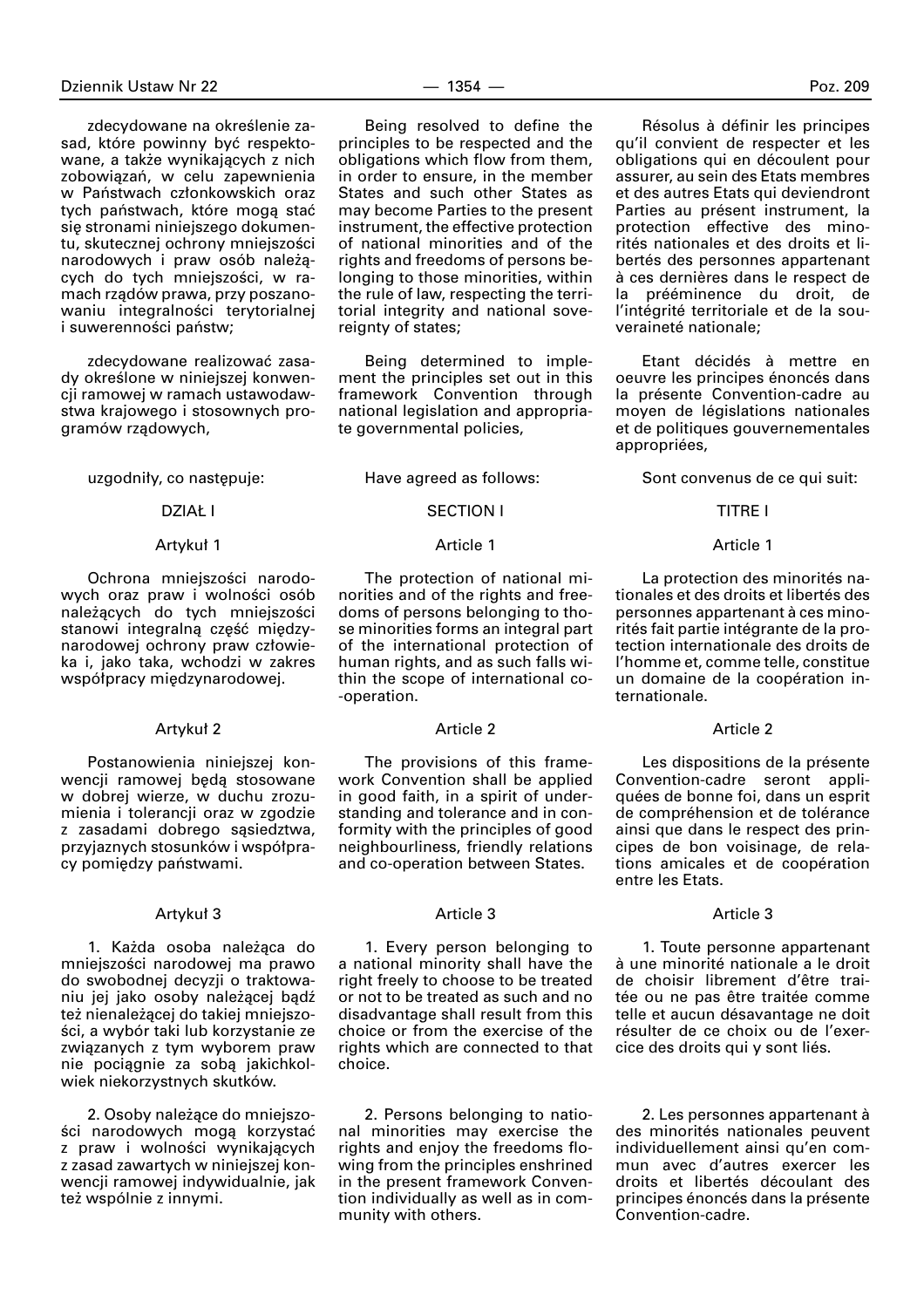zdecydowane na określenie zasad, które powinny być respektowane, a także wynikających z nich zobowiązań, w celu zapewnienia w Państwach członkowskich oraz tych państwach, które mogą stać się stronami niniejszego dokumentu, skutecznej ochrony mniejszości narodowych i praw osób należących do tych mniejszości, w ramach rządów prawa, przy poszanowaniu integralności terytorialnej i suwerenności państw;

zdecydowane realizować zasady określone w niniejszej konwencji ramowej w ramach ustawodawstwa krajowego i stosownych programów rządowych,

uzgodniły, co następuje:

## DZIAŁ I

### Artykuł 1

Ochrona mniejszości narodowych oraz praw i wolności osób należących do tych mniejszości stanowi integralną część międzynarodowej ochrony praw człowieka i, jako taka, wchodzi w zakres współpracy międzynarodowej.

### Artykuł 2

Postanowienia niniejszej konwencji ramowej będą stosowane w dobrej wierze, w duchu zrozumienia i tolerancji oraz w zgodzie z zasadami dobrego sąsiedztwa, przyjaznych stosunków i współpracy pomiędzy państwami.

### Artykuł 3

1. Każda osoba należąca do mniejszości narodowej ma prawo do swobodnej decyzji o traktowaniu jej jako osoby należącej bądź też nienależącej do takiej mniejszości, a wybór taki lub korzystanie ze związanych z tym wyborem praw nie pociągnie za sobą jakichkolwiek niekorzystnych skutków.

2. Osoby należące do mniejszości narodowych mogą korzystać z praw i wolności wynikających z zasad zawartych w niniejszej konwencji ramowej indywidualnie, jak też wspólnie z innymi.

Being resolved to define the principles to be respected and the obligations which flow from them, in order to ensure, in the member States and such other States as may become Parties to the present instrument, the effective protection of national minorities and of the rights and freedoms of persons belonging to those minorities, within the rule of law, respecting the territorial integrity and national sovereignty of states;

Being determined to implement the principles set out in this framework Convention through national legislation and appropriate governmental policies,

Have agreed as follows:

## SECTION I

### Article 1

The protection of national minorities and of the rights and freedoms of persons belonging to those minorities forms an integral part of the international protection of human rights, and as such falls within the scope of international co-operation.

### Article 2

The provisions of this framework Convention shall be applied in good faith, in a spirit of understanding and tolerance and in conformity with the principles of good neighbourliness, friendly relations and co-operation between States.

### Article 3

1. Every person belonging to a national minority shall have the right freely to choose to be treated or not to be treated as such and no disadvantage shall result from this choice or from the exercise of the rights which are connected to that choice.

2. Persons belonging to national minorities may exercise the rights and enjoy the freedoms flowing from the principles enshrined in the present framework Convention individually as well as in community with others.

Résolus à définir les principes qu'il convient de respecter et les obligations qui en découlent pour assurer, au sein des Etats membres et des autres Etats qui deviendront Parties au présent instrument, la protection effective des minorités nationales et des droits et libertés des personnes appartenant à ces dernières dans le respect de la prééminence du droit, de l'intégrité territoriale et de la souveraineté nationale;

Etant décidés à mettre en oeuvre les principes énoncés dans la présente Convention-cadre au moyen de législations nationales et de politiques gouvernementales appropriées,

Sont convenus de ce qui suit:

## TITRE I

### Article 1

La protection des minorités nationales et des droits et libertés des personnes appartenant à ces minorités fait partie intégrante de la protection internationale des droits de l'homme et, comme telle, constitue un domaine de la coopération internationale.

### Article 2

Les dispositions de la présente Convention-cadre seront appliquées de bonne foi, dans un esprit de compréhension et de tolérance ainsi que dans le respect des principes de bon voisinage, de relations amicales et de coopération entre les Etats.

### Article 3

1. Toute personne appartenant à une minorité nationale a le droit de choisir librement d'être traitée ou ne pas être traitée comme telle et aucun désavantage ne doit résulter de ce choix ou de l'exercice des droits qui y sont liés.

2. Les personnes appartenant à des minorités nationales peuvent individuellement ainsi qu'en commun avec d'autres exercer les droits et libertés découlant des principes énoncés dans la présente Convention-cadre.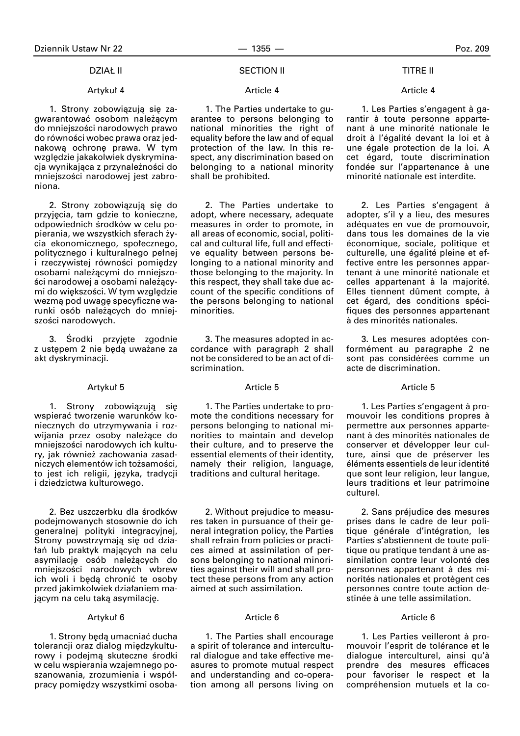## DZIAŁ II

### Artykuł 4

1. Strony zobowiązują się zagwarantować osobom należącym do mniejszości narodowych prawo do równości wobec prawa oraz jednakową ochronę prawa. W tym względzie jakakolwiek dyskryminacja wynikająca z przynależności do mniejszości narodowej jest zabroniona.

2. Strony zobowiązują się do przyjęcia, tam gdzie to konieczne, odpowiednich środków w celu popierania, we wszystkich sferach życia ekonomicznego, społecznego, politycznego i kulturalnego pełnej i rzeczywistej równości pomiędzy osobami należącymi do mniejszości narodowej a osobami należącymi do większości. W tym względzie wezmą pod uwagę specyficzne warunki osób należących do mniejszości narodowych.

3. Środki przyjęte zgodnie z ustępem 2 nie będą uważane za akt dyskryminacji.

### Artykuł 5

1. Strony zobowiązują się wspierać tworzenie warunków koniecznych do utrzymywania i rozwijania przez osoby należące do mniejszości narodowych ich kultury, jak również zachowania zasadniczych elementów ich tożsamości, to jest ich religii, języka, tradycji i dziedzictwa kulturowego.

2. Bez uszczerbku dla środków podejmowanych stosownie do ich generalnej polityki integracyjnej, Strony powstrzymają się od działań lub praktyk mających na celu asymilację osób należących do mniejszości narodowych wbrew ich woli i będą chronić te osoby przed jakimkolwiek działaniem mającym na celu taką asymilację.

### Artykuł 6

1. Strony będą umacniać ducha tolerancji oraz dialog międzykulturowy i podejmą skuteczne środki w celu wspierania wzajemnego poszanowania, zrozumienia i współpracy pomiędzy wszystkimi osoba-

## SECTION II

### Article 4

1. The Parties undertake to guarantee to persons belonging to national minorities the right of equality before the law and of equal protection of the law. In this respect, any discrimination based on belonging to a national minority shall be prohibited.

2. The Parties undertake to adopt, where necessary, adequate measures in order to promote, in all areas of economic, social, political and cultural life, full and effective equality between persons belonging to a national minority and those belonging to the majority. In this respect, they shall take due account of the specific conditions of the persons belonging to national minorities.

3. The measures adopted in accordance with paragraph 2 shall not be considered to be an act of discrimination.

### Article 5

1. The Parties undertake to promote the conditions necessary for persons belonging to national minorities to maintain and develop their culture, and to preserve the essential elements of their identity, namely their religion, language, traditions and cultural heritage.

2. Without prejudice to measures taken in pursuance of their general integration policy, the Parties shall refrain from policies or practices aimed at assimilation of persons belonging to national minorities against their will and shall protect these persons from any action aimed at such assimilation.

### Article 6

1. The Parties shall encourage a spirit of tolerance and intercultural dialogue and take effective measures to promote mutual respect and understanding and co-operation among all persons living on

## TITRE II

### Article 4

1. Les Parties s'engagent à garantir à toute personne appartenant à une minorité nationale le droit à l'égalité devant la loi et à une égale protection de la loi. A cet égard, toute discrimination fondée sur l'appartenance à une minorité nationale est interdite.

2. Les Parties s'engagent à adopter, s'il y a lieu, des mesures adéquates en vue de promouvoir, dans tous les domaines de la vie économique, sociale, politique et culturelle, une égalité pleine et effective entre les personnes appartenant à une minorité nationale et celles appartenant à la majorité. Elles tiennent dûment compte, à cet égard, des conditions spécifiques des personnes appartenant à des minorités nationales.

3. Les mesures adoptées conformément au paragraphe 2 ne sont pas considérées comme un acte de discrimination.

### Article 5

1. Les Parties s'engagent à promouvoir les conditions propres à permettre aux personnes appartenant à des minorités nationales de conserver et développer leur culture, ainsi que de préserver les éléments essentiels de leur identité que sont leur religion, leur langue, leurs traditions et leur patrimoine culturel.

2. Sans préjudice des mesures prises dans le cadre de leur politique générale d'intégration, les Parties s'abstiennent de toute politique ou pratique tendant à une assimilation contre leur volonté des personnes appartenant à des minorités nationales et protègent ces personnes contre toute action destinée à une telle assimilation.

### Article 6

1. Les Parties veilleront à promouvoir l'esprit de tolérance et le dialogue interculturel, ainsi qu'à prendre des mesures efficaces pour favoriser le respect et la compréhension mutuels et la co-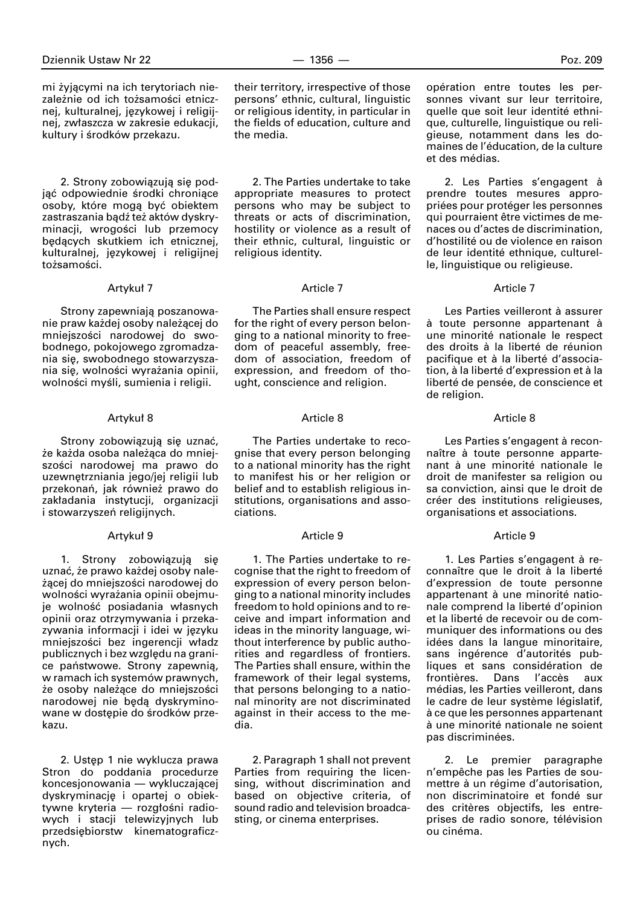mi żyjącymi na ich terytoriach niezależnie od ich tożsamości etnicznej, kulturalnej, językowej i religijnej, zwłaszcza w zakresie edukacji, kultury i środków przekazu.

2. Strony zobowiązują się podjąć odpowiednie środki chroniące osoby, które mogą być obiektem zastraszania bądź też aktów dyskryminacji, wrogości lub przemocy będących skutkiem ich etnicznej, kulturalnej, językowej i religijnej tożsamości.

Artykuł 7

Strony zapewniają poszanowanie praw każdej osoby należącej do mniejszości narodowej do swobodnego, pokojowego zgromadzania się, swobodnego stowarzyszania się, wolności wyrażania opinii, wolności myśli, sumienia i religii.

Artykuł 8

Strony zobowiązują się uznać, że każda osoba należąca do mniejszości narodowej ma prawo do uzewnętrzniania jego/jej religii lub przekonań, jak również prawo do zakładania instytucji, organizacji i stowarzyszeń religijnych.

Artykuł 9

1. Strony zobowiązują się uznać, że prawo każdej osoby należącej do mniejszości narodowej do wolności wyrażania opinii obejmuje wolność posiadania własnych opinii oraz otrzymywania i przekazywania informacji i idei w języku mniejszości bez ingerencji władz publicznych i bez względu na granice państwowe. Strony zapewnią, w ramach ich systemów prawnych, że osoby należące do mniejszości narodowej nie będą dyskryminowane w dostępie do środków przekazu.

2. Ustęp 1 nie wyklucza prawa Stron do poddania procedurze koncesjonowania — wykluczającej dyskryminację i opartej o obiektywne kryteria — rozgłośni radiowych i stacji telewizyjnych lub przedsiębiorstw kinematograficznych.

their territory, irrespective of those persons' ethnic, cultural, linguistic or religious identity, in particular in the fields of education, culture and the media.

2. The Parties undertake to take appropriate measures to protect persons who may be subject to threats or acts of discrimination, hostility or violence as a result of their ethnic, cultural, linguistic or religious identity.

Article 7

The Parties shall ensure respect for the right of every person belonging to a national minority to freedom of peaceful assembly, freedom of association, freedom of expression, and freedom of thought, conscience and religion.

Article 8

The Parties undertake to recognise that every person belonging to a national minority has the right to manifest his or her religion or belief and to establish religious institutions, organisations and associations.

Article 9

1. The Parties undertake to recognise that the right to freedom of expression of every person belonging to a national minority includes freedom to hold opinions and to receive and impart information and ideas in the minority language, without interference by public authorities and regardless of frontiers. The Parties shall ensure, within the framework of their legal systems, that persons belonging to a national minority are not discriminated against in their access to the media.

2. Paragraph 1 shall not prevent Parties from requiring the licensing, without discrimination and based on objective criteria, of sound radio and television broadcasting, or cinema enterprises.

opération entre toutes les personnes vivant sur leur territoire, quelle que soit leur identité ethnique, culturelle, linguistique ou religieuse, notamment dans les domaines de l'éducation, de la culture et des médias.

2. Les Parties s'engagent à prendre toutes mesures appropriées pour protéger les personnes qui pourraient être victimes de menaces ou d'actes de discrimination, d'hostilité ou de violence en raison de leur identité ethnique, culturelle, linguistique ou religieuse.

Article 7

Les Parties veilleront à assurer à toute personne appartenant à une minorité nationale le respect des droits à la liberté de réunion pacifique et à la liberté d'association, à la liberté d'expression et à la liberté de pensée, de conscience et de religion.

Article 8

Les Parties s'engagent à reconnaître à toute personne appartenant à une minorité nationale le droit de manifester sa religion ou sa conviction, ainsi que le droit de créer des institutions religieuses, organisations et associations.

Article 9

1. Les Parties s'engagent à reconnaître que le droit à la liberté d'expression de toute personne appartenant à une minorité nationale comprend la liberté d'opinion et la liberté de recevoir ou de communiquer des informations ou des idées dans la langue minoritaire, sans ingérence d'autorités publiques et sans considération de frontières. Dans l'accès aux médias, les Parties veilleront, dans le cadre de leur système législatif, à ce que les personnes appartenant à une minorité nationale ne soient pas discriminées.

2. Le premier paragraphe n'empêche pas les Parties de soumettre à un régime d'autorisation, non discriminatoire et fondé sur des critères objectifs, les entreprises de radio sonore, télévision ou cinéma.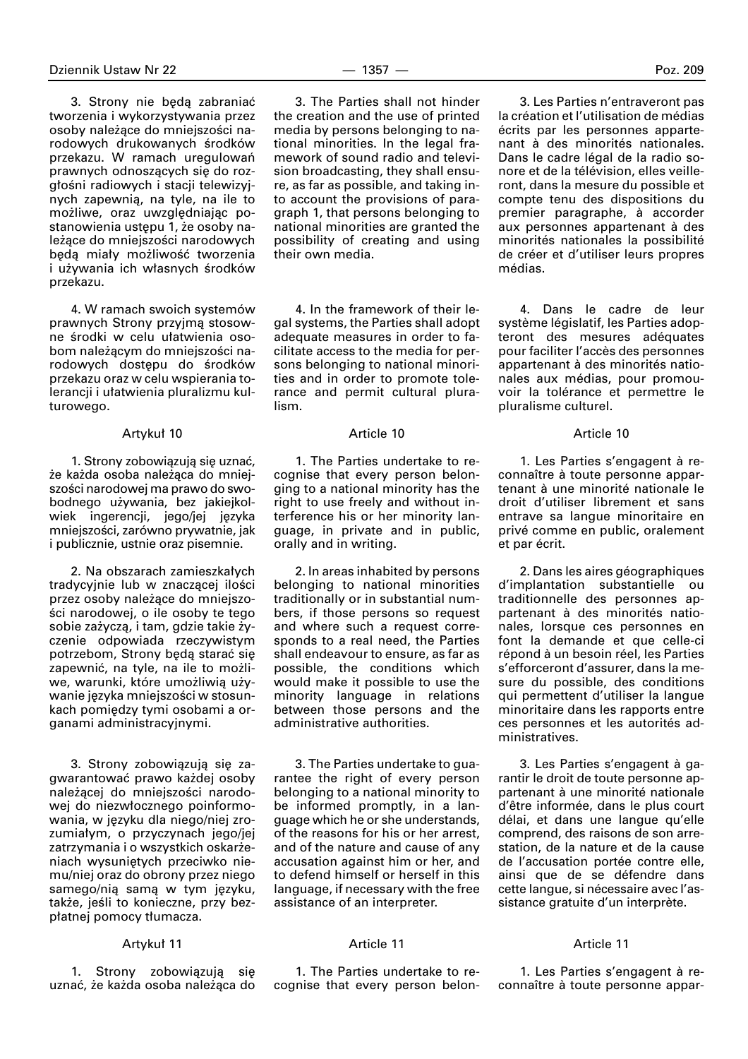3. Strony nie będą zabraniać tworzenia i wykorzystywania przez osoby należące do mniejszości narodowych drukowanych środków przekazu. W ramach uregulowań prawnych odnoszących się do rozgłośni radiowych i stacji telewizyjnych zapewnią, na tyle, na ile to możliwe, oraz uwzględniając postanowienia ustępu 1, że osoby należące do mniejszości narodowych będą miały możliwość tworzenia i używania ich własnych środków przekazu.

4. W ramach swoich systemów prawnych Strony przyjmą stosowne środki w celu ułatwienia osobom należącym do mniejszości narodowych dostępu do środków przekazu oraz w celu wspierania tolerancji i ułatwienia pluralizmu kulturowego.

### Artykuł 10

1. Strony zobowiązują się uznać, że każda osoba należąca do mniejszości narodowej ma prawo do swobodnego używania, bez jakiejkolwiek ingerencji, jego/jej języka mniejszości, zarówno prywatnie, jak i publicznie, ustnie oraz pisemnie.

2. Na obszarach zamieszkałych tradycyjnie lub w znaczącej ilości przez osoby należące do mniejszości narodowej, o ile osoby te tego sobie zażyczą, i tam, gdzie takie życzenie odpowiada rzeczywistym potrzebom, Strony będą starać się zapewnić, na tyle, na ile to możliwe, warunki, które umożliwią używanie języka mniejszości w stosunkach pomiędzy tymi osobami a organami administracyjnymi.

3. Strony zobowiązują się zagwarantować prawo każdej osoby należącej do mniejszości narodowej do niezwłocznego poinformowania, w języku dla niego/niej zrozumiałym, o przyczynach jego/jej zatrzymania i o wszystkich oskarżeniach wysuniętych przeciwko niemu/niej oraz do obrony przez niego samego/nią samą w tym języku, także, jeśli to konieczne, przy bezpłatnej pomocy tłumacza.

### Artykuł 11

1. Strony zobowiązują się uznać, że każda osoba należąca do

---

3. The Parties shall not hinder the creation and the use of printed media by persons belonging to national minorities. In the legal framework of sound radio and television broadcasting, they shall ensure, as far as possible, and taking into account the provisions of paragraph 1, that persons belonging to national minorities are granted the possibility of creating and using their own media.

4. In the framework of their legal systems, the Parties shall adopt adequate measures in order to facilitate access to the media for persons belonging to national minorities and in order to promote tolerance and permit cultural pluralism.

### Article 10

1. The Parties undertake to recognise that every person belonging to a national minority has the right to use freely and without interference his or her minority language, in private and in public, orally and in writing.

2. In areas inhabited by persons belonging to national minorities traditionally or in substantial numbers, if those persons so request and where such a request corresponds to a real need, the Parties shall endeavour to ensure, as far as possible, the conditions which would make it possible to use the minority language in relations between those persons and the administrative authorities.

3. The Parties undertake to guarantee the right of every person belonging to a national minority to be informed promptly, in a language which he or she understands, of the reasons for his or her arrest, and of the nature and cause of any accusation against him or her, and to defend himself or herself in this language, if necessary with the free assistance of an interpreter.

### Article 11

1. The Parties undertake to recognise that every person belon-

---

3. Les Parties n'entraveront pas la création et l'utilisation de médias écrits par les personnes appartenant à des minorités nationales. Dans le cadre légal de la radio sonore et de la télévision, elles veilleront, dans la mesure du possible et compte tenu des dispositions du premier paragraphe, à accorder aux personnes appartenant à des minorités nationales la possibilité de créer et d'utiliser leurs propres médias.

4. Dans le cadre de leur système législatif, les Parties adopteront des mesures adéquates pour faciliter l'accès des personnes appartenant à des minorités nationales aux médias, pour promouvoir la tolérance et permettre le pluralisme culturel.

### Article 10

1. Les Parties s'engagent à reconnaître à toute personne appartenant à une minorité nationale le droit d'utiliser librement et sans entrave sa langue minoritaire en privé comme en public, oralement et par écrit.

2. Dans les aires géographiques d'implantation substantielle ou traditionnelle des personnes appartenant à des minorités nationales, lorsque ces personnes en font la demande et que celle-ci répond à un besoin réel, les Parties s'efforceront d'assurer, dans la mesure du possible, des conditions qui permettent d'utiliser la langue minoritaire dans les rapports entre ces personnes et les autorités administratives.

3. Les Parties s'engagent à garantir le droit de toute personne appartenant à une minorité nationale d'être informée, dans le plus court délai, et dans une langue qu'elle comprend, des raisons de son arrestation, de la nature et de la cause de l'accusation portée contre elle, ainsi que de se défendre dans cette langue, si nécessaire avec l'assistance gratuite d'un interprète.

### Article 11

1. Les Parties s'engagent à reconnaître à toute personne appar-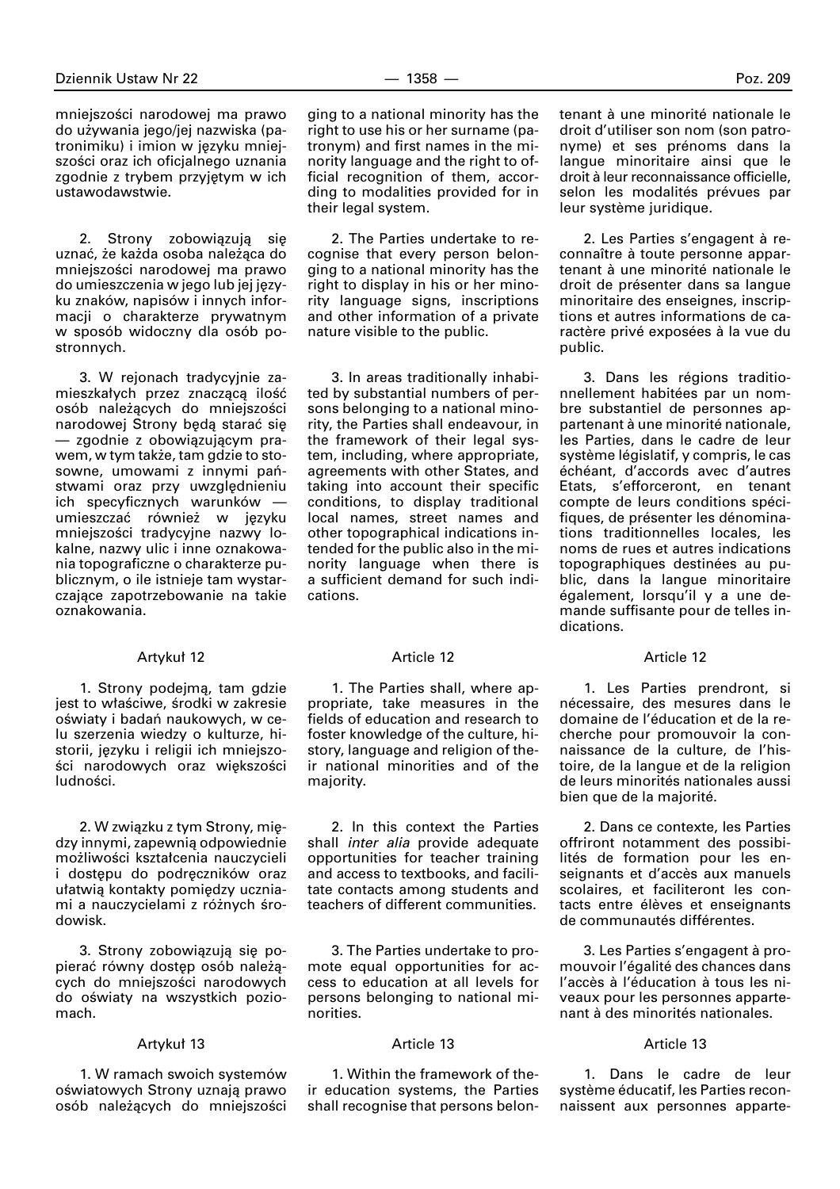mniejszości narodowej ma prawo do używania jego/jej nazwiska (patronimiku) i imion w języku mniejszości oraz ich oficjalnego uznania zgodnie z trybem przyjętym w ich ustawodawstwie.

2. Strony zobowiązują się uznać, że każda osoba należąca do mniejszości narodowej ma prawo do umieszczenia w jego lub jej języku znaków, napisów i innych informacji o charakterze prywatnym w sposób widoczny dla osób postronnych.

3. W rejonach tradycyjnie zamieszkałych przez znaczącą ilość osób należących do mniejszości narodowej Strony będą starać się — zgodnie z obowiązującym prawem, w tym także, tam gdzie to stosowne, umowami z innymi państwami oraz przy uwzględnieniu ich specyficznych warunków — umieszczać również w języku mniejszości tradycyjne nazwy lokalne, nazwy ulic i inne oznakowania topograficzne o charakterze publicznym, o ile istnieje tam wystarczające zapotrzebowanie na takie oznakowania.

## Artykuł 12

1. Strony podejmą, tam gdzie jest to właściwe, środki w zakresie oświaty i badań naukowych, w celu szerzenia wiedzy o kulturze, historii, języku i religii ich mniejszości narodowych oraz większości ludności.

2. W związku z tym Strony, między innymi, zapewnią odpowiednie możliwości kształcenia nauczycieli i dostępu do podręczników oraz ułatwią kontakty pomiędzy uczniami a nauczycielami z różnych środowisk.

3. Strony zobowiązują się popierać równy dostęp osób należących do mniejszości narodowych do oświaty na wszystkich poziomach.

## Artykuł 13

1. W ramach swoich systemów oświatowych Strony uznają prawo osób należących do mniejszości

ging to a national minority has the right to use his or her surname (patronym) and first names in the minority language and the right to official recognition of them, according to modalities provided for in their legal system.

2. The Parties undertake to recognise that every person belonging to a national minority has the right to display in his or her minority language signs, inscriptions and other information of a private nature visible to the public.

3. In areas traditionally inhabited by substantial numbers of persons belonging to a national minority, the Parties shall endeavour, in the framework of their legal system, including, where appropriate, agreements with other States, and taking into account their specific conditions, to display traditional local names, street names and other topographical indications intended for the public also in the minority language when there is a sufficient demand for such indications.

## Article 12

1. The Parties shall, where appropriate, take measures in the fields of education and research to foster knowledge of the culture, history, language and religion of their national minorities and of the majority.

2. In this context the Parties shall *inter alia* provide adequate opportunities for teacher training and access to textbooks, and facilitate contacts among students and teachers of different communities.

3. The Parties undertake to promote equal opportunities for access to education at all levels for persons belonging to national minorities.

## Article 13

1. Within the framework of their education systems, the Parties shall recognise that persons belon-

tenant à une minorité nationale le droit d'utiliser son nom (son patronyme) et ses prénoms dans la langue minoritaire ainsi que le droit à leur reconnaissance officielle, selon les modalités prévues par leur système juridique.

2. Les Parties s'engagent à reconnaître à toute personne appartenant à une minorité nationale le droit de présenter dans sa langue minoritaire des enseignes, inscriptions et autres informations de caractère privé exposées à la vue du public.

3. Dans les régions traditionnellement habitées par un nombre substantiel de personnes appartenant à une minorité nationale, les Parties, dans le cadre de leur système législatif, y compris, le cas échéant, d'accords avec d'autres Etats, s'efforceront, en tenant compte de leurs conditions spécifiques, de présenter les dénominations traditionnelles locales, les noms de rues et autres indications topographiques destinées au public, dans la langue minoritaire également, lorsqu'il y a une demande suffisante pour de telles indications.

## Article 12

1. Les Parties prendront, si nécessaire, des mesures dans le domaine de l'éducation et de la recherche pour promouvoir la connaissance de la culture, de l'histoire, de la langue et de la religion de leurs minorités nationales aussi bien que de la majorité.

2. Dans ce contexte, les Parties offriront notamment des possibilités de formation pour les enseignants et d'accès aux manuels scolaires, et faciliteront les contacts entre élèves et enseignants de communautés différentes.

3. Les Parties s'engagent à promouvoir l'égalité des chances dans l'accès à l'éducation à tous les niveaux pour les personnes appartenant à des minorités nationales.

## Article 13

1. Dans le cadre de leur système éducatif, les Parties reconnaissent aux personnes apparte-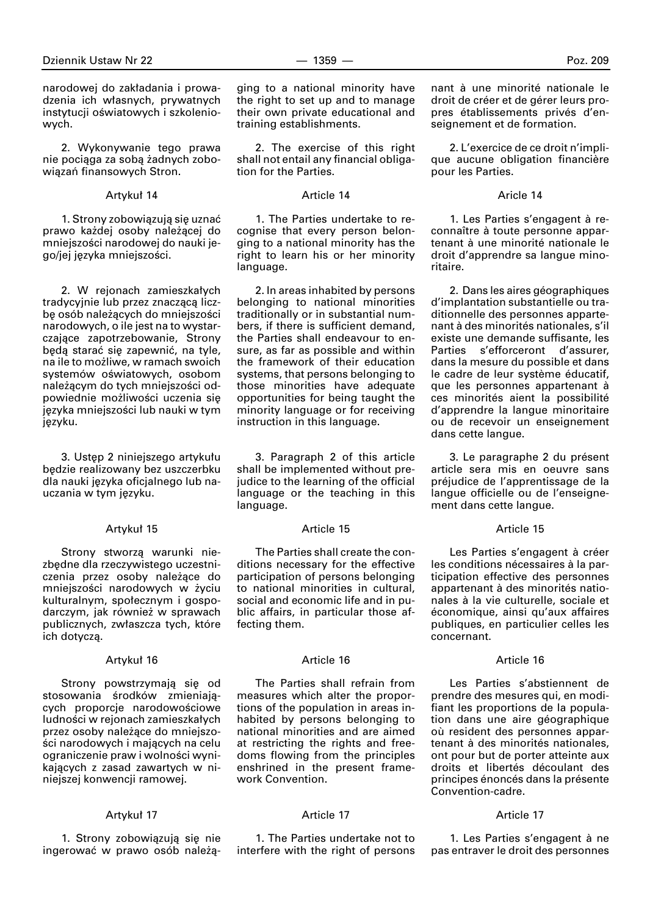narodowej do zakładania i prowadzenia ich własnych, prywatnych instytucji oświatowych i szkoleniowych.

2. Wykonywanie tego prawa nie pociąga za sobą żadnych zobowiązań finansowych Stron.

### Artykuł 14

1. Strony zobowiązują się uznać prawo każdej osoby należącej do mniejszości narodowej do nauki jego/jej języka mniejszości.

2. W rejonach zamieszkałych tradycyjnie lub przez znaczącą liczbę osób należących do mniejszości narodowych, o ile jest na to wystarczające zapotrzebowanie, Strony będą starać się zapewnić, na tyle, na ile to możliwe, w ramach swoich systemów oświatowych, osobom należącym do tych mniejszości odpowiednie możliwości uczenia się języka mniejszości lub nauki w tym języku.

3. Ustęp 2 niniejszego artykułu będzie realizowany bez uszczerbku dla nauki języka oficjalnego lub nauczania w tym języku.

### Artykuł 15

Strony stworzą warunki niezbędne dla rzeczywistego uczestniczenia przez osoby należące do mniejszości narodowych w życiu kulturalnym, społecznym i gospodarczym, jak również w sprawach publicznych, zwłaszcza tych, które ich dotyczą.

### Artykuł 16

Strony powstrzymają się od stosowania środków zmieniających proporcje narodowościowe ludności w rejonach zamieszkałych przez osoby należące do mniejszości narodowych i mających na celu ograniczenie praw i wolności wynikających z zasad zawartych w niniejszej konwencji ramowej.

### Artykuł 17

1. Strony zobowiązują się nie ingerować w prawo osób należą-

ging to a national minority have the right to set up and to manage their own private educational and training establishments.

2. The exercise of this right shall not entail any financial obligation for the Parties.

### Article 14

1. The Parties undertake to recognise that every person belonging to a national minority has the right to learn his or her minority language.

2. In areas inhabited by persons belonging to national minorities traditionally or in substantial numbers, if there is sufficient demand, the Parties shall endeavour to ensure, as far as possible and within the framework of their education systems, that persons belonging to those minorities have adequate opportunities for being taught the minority language or for receiving instruction in this language.

3. Paragraph 2 of this article shall be implemented without prejudice to the learning of the official language or the teaching in this language.

### Article 15

The Parties shall create the conditions necessary for the effective participation of persons belonging to national minorities in cultural, social and economic life and in public affairs, in particular those affecting them.

### Article 16

The Parties shall refrain from measures which alter the proportions of the population in areas inhabited by persons belonging to national minorities and are aimed at restricting the rights and freedoms flowing from the principles enshrined in the present framework Convention.

### Article 17

1. The Parties undertake not to interfere with the right of persons

nant à une minorité nationale le droit de créer et de gérer leurs propres établissements privés d'enseignement et de formation.

2. L'exercice de ce droit n'implique aucune obligation financière pour les Parties.

### Aricle 14

1. Les Parties s'engagent à reconnaître à toute personne appartenant à une minorité nationale le droit d'apprendre sa langue minoritaire.

2. Dans les aires géographiques d'implantation substantielle ou traditionnelle des personnes appartenant à des minorités nationales, s'il existe une demande suffisante, les Parties s'efforceront d'assurer, dans la mesure du possible et dans le cadre de leur système éducatif, que les personnes appartenant à ces minorités aient la possibilité d'apprendre la langue minoritaire ou de recevoir un enseignement dans cette langue.

3. Le paragraphe 2 du présent article sera mis en oeuvre sans préjudice de l'apprentissage de la langue officielle ou de l'enseignement dans cette langue.

### Article 15

Les Parties s'engagent à créer les conditions nécessaires à la participation effective des personnes appartenant à des minorités nationales à la vie culturelle, sociale et économique, ainsi qu'aux affaires publiques, en particulier celles les concernant.

### Article 16

Les Parties s'abstiennent de prendre des mesures qui, en modifiant les proportions de la population dans une aire géographique où resident des personnes appartenant à des minorités nationales, ont pour but de porter atteinte aux droits et libertés découlant des principes énoncés dans la présente Convention-cadre.

### Article 17

1. Les Parties s'engagent à ne pas entraver le droit des personnes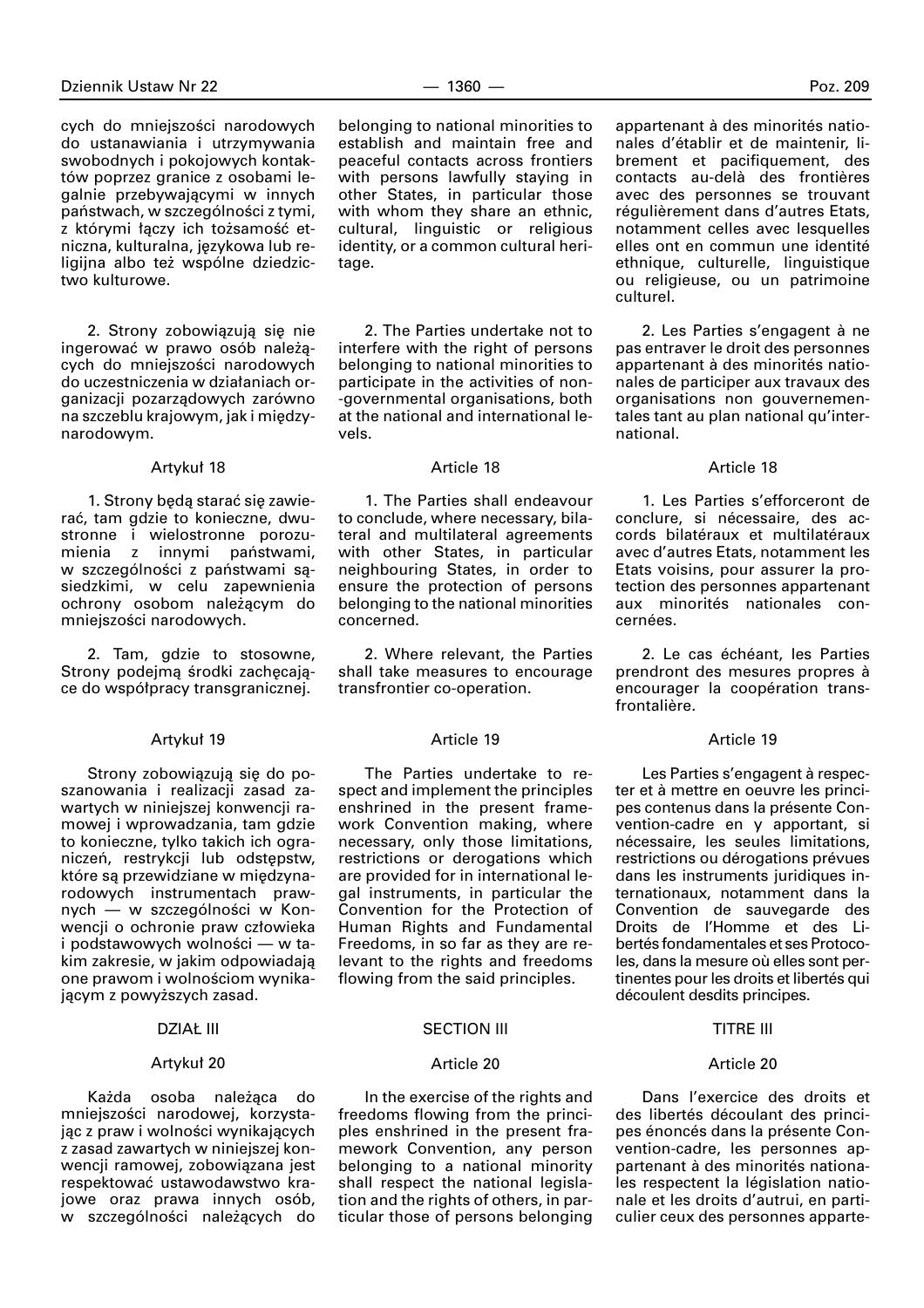cych do mniejszości narodowych do ustanawiania i utrzymywania swobodnych i pokojowych kontaktów poprzez granice z osobami legalnie przebywającymi w innych państwach, w szczególności z tymi, z którymi łączy ich tożsamość etniczna, kulturalna, językowa lub religijna albo też wspólne dziedzictwo kulturowe.

2. Strony zobowiązują się nie ingerować w prawo osób należących do mniejszości narodowych do uczestniczenia w działaniach organizacji pozarządowych zarówno na szczeblu krajowym, jak i międzynarodowym.

### Artykuł 18

1. Strony będą starać się zawierać, tam gdzie to konieczne, dwustronne i wielostronne porozumienia z innymi państwami, w szczególności z państwami sąsiedzkimi, w celu zapewnienia ochrony osobom należącym do mniejszości narodowych.

2. Tam, gdzie to stosowne, Strony podejmą środki zachęcające do współpracy transgranicznej.

### Artykuł 19

Strony zobowiązują się do poszanowania i realizacji zasad zawartych w niniejszej konwencji ramowej i wprowadzania, tam gdzie to konieczne, tylko takich ich ograniczeń, restrykcji lub odstępstw, które są przewidziane w międzynarodowych instrumentach prawnych — w szczególności w Konwencji o ochronie praw człowieka i podstawowych wolności — w takim zakresie, w jakim odpowiadają one prawom i wolnościom wynikającym z powyższych zasad.

## DZIAŁ III

### Artykuł 20

Każda osoba należąca do mniejszości narodowej, korzystając z praw i wolności wynikających z zasad zawartych w niniejszej konwencji ramowej, zobowiązana jest respektować ustawodawstwo krajowe oraz prawa innych osób, w szczególności należących do

belonging to national minorities to establish and maintain free and peaceful contacts across frontiers with persons lawfully staying in other States, in particular those with whom they share an ethnic, cultural, linguistic or religious identity, or a common cultural heritage.

2. The Parties undertake not to interfere with the right of persons belonging to national minorities to participate in the activities of non-governmental organisations, both at the national and international levels.

### Article 18

1. The Parties shall endeavour to conclude, where necessary, bilateral and multilateral agreements with other States, in particular neighbouring States, in order to ensure the protection of persons belonging to the national minorities concerned.

2. Where relevant, the Parties shall take measures to encourage transfrontier co-operation.

### Article 19

The Parties undertake to respect and implement the principles enshrined in the present framework Convention making, where necessary, only those limitations, restrictions or derogations which are provided for in international legal instruments, in particular the Convention for the Protection of Human Rights and Fundamental Freedoms, in so far as they are relevant to the rights and freedoms flowing from the said principles.

## SECTION III

### Article 20

In the exercise of the rights and freedoms flowing from the principles enshrined in the present framework Convention, any person belonging to a national minority shall respect the national legislation and the rights of others, in particular those of persons belonging

appartenant à des minorités nationales d'établir et de maintenir, librement et pacifiquement, des contacts au-delà des frontières avec des personnes se trouvant régulièrement dans d'autres Etats, notamment celles avec lesquelles elles ont en commun une identité ethnique, culturelle, linguistique ou religieuse, ou un patrimoine culturel.

2. Les Parties s'engagent à ne pas entraver le droit des personnes appartenant à des minorités nationales de participer aux travaux des organisations non gouvernementales tant au plan national qu'international.

### Article 18

1. Les Parties s'efforceront de conclure, si nécessaire, des accords bilatéraux et multilatéraux avec d'autres Etats, notamment les Etats voisins, pour assurer la protection des personnes appartenant aux minorités nationales concernées.

2. Le cas échéant, les Parties prendront des mesures propres à encourager la coopération transfrontalière.

### Article 19

Les Parties s'engagent à respecter et à mettre en oeuvre les principes contenus dans la présente Convention-cadre en y apportant, si nécessaire, les seules limitations, restrictions ou dérogations prévues dans les instruments juridiques internationaux, notamment dans la Convention de sauvegarde des Droits de l'Homme et des Libertés fondamentales et ses Protocoles, dans la mesure où elles sont pertinentes pour les droits et libertés qui découlent desdits principes.

## TITRE III

### Article 20

Dans l'exercice des droits et des libertés découlant des principes énoncés dans la présente Convention-cadre, les personnes appartenant à des minorités nationales respectent la législation nationale et les droits d'autrui, en particulier ceux des personnes apparte-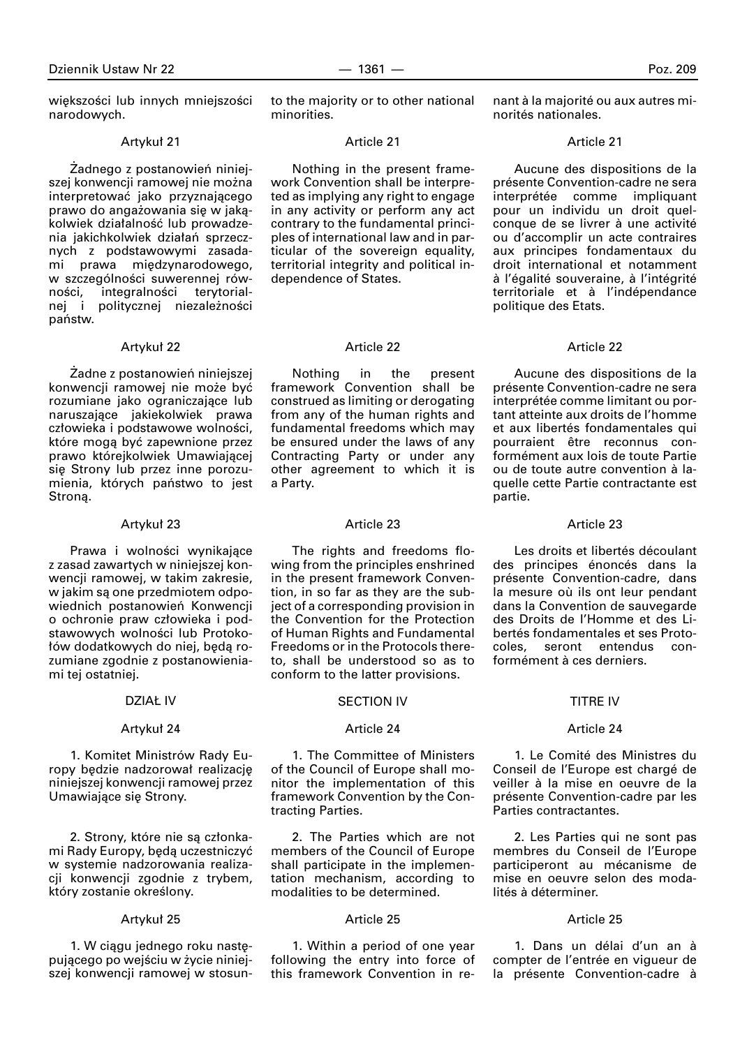większości lub innych mniejszości narodowych.

### Artykuł 21

Żadnego z postanowień niniejszej konwencji ramowej nie można interpretować jako przyznającego prawo do angażowania się w jakąkolwiek działalność lub prowadzenia jakichkolwiek działań sprzecznych z podstawowymi zasadami prawa międzynarodowego, w szczególności suwerennej równości, integralności terytorialnej i politycznej niezależności państw.

### Artykuł 22

Żadne z postanowień niniejszej konwencji ramowej nie może być rozumiane jako ograniczające lub naruszające jakiekolwiek prawa człowieka i podstawowe wolności, które mogą być zapewnione przez prawo którejkolwiek Umawiającej się Strony lub przez inne porozumienia, których państwo to jest Stroną.

### Artykuł 23

Prawa i wolności wynikające z zasad zawartych w niniejszej konwencji ramowej, w takim zakresie, w jakim są one przedmiotem odpowiednich postanowień Konwencji o ochronie praw człowieka i podstawowych wolności lub Protokołów dodatkowych do niej, będą rozumiane zgodnie z postanowieniami tej ostatniej.

## DZIAŁ IV

### Artykuł 24

1. Komitet Ministrów Rady Europy będzie nadzorował realizację niniejszej konwencji ramowej przez Umawiające się Strony.

2. Strony, które nie są członkami Rady Europy, będą uczestniczyć w systemie nadzorowania realizacji konwencji zgodnie z trybem, który zostanie określony.

### Artykuł 25

1. W ciągu jednego roku następującego po wejściu w życie niniejszej konwencji ramowej w stosun-

---

to the majority or to other national minorities.

### Article 21

Nothing in the present framework Convention shall be interpreted as implying any right to engage in any activity or perform any act contrary to the fundamental principles of international law and in particular of the sovereign equality, territorial integrity and political independence of States.

### Article 22

Nothing in the present framework Convention shall be construed as limiting or derogating from any of the human rights and fundamental freedoms which may be ensured under the laws of any Contracting Party or under any other agreement to which it is a Party.

### Article 23

The rights and freedoms flowing from the principles enshrined in the present framework Convention, in so far as they are the subject of a corresponding provision in the Convention for the Protection of Human Rights and Fundamental Freedoms or in the Protocols thereto, shall be understood so as to conform to the latter provisions.

## SECTION IV

### Article 24

1. The Committee of Ministers of the Council of Europe shall monitor the implementation of this framework Convention by the Contracting Parties.

2. The Parties which are not members of the Council of Europe shall participate in the implementation mechanism, according to modalities to be determined.

### Article 25

1. Within a period of one year following the entry into force of this framework Convention in re-

---

nant à la majorité ou aux autres minorités nationales.

### Article 21

Aucune des dispositions de la présente Convention-cadre ne sera interprétée comme impliquant pour un individu un droit quelconque de se livrer à une activité ou d'accomplir un acte contraires aux principes fondamentaux du droit international et notamment à l'égalité souveraine, à l'intégrité territoriale et à l'indépendance politique des Etats.

### Article 22

Aucune des dispositions de la présente Convention-cadre ne sera interprétée comme limitant ou portant atteinte aux droits de l'homme et aux libertés fondamentales qui pourraient être reconnus conformément aux lois de toute Partie ou de toute autre convention à laquelle cette Partie contractante est partie.

### Article 23

Les droits et libertés découlant des principes énoncés dans la présente Convention-cadre, dans la mesure où ils ont leur pendant dans la Convention de sauvegarde des Droits de l'Homme et des Libertés fondamentales et ses Protocoles, seront entendus conformément à ces derniers.

## TITRE IV

### Article 24

1. Le Comité des Ministres du Conseil de l'Europe est chargé de veiller à la mise en oeuvre de la présente Convention-cadre par les Parties contractantes.

2. Les Parties qui ne sont pas membres du Conseil de l'Europe participeront au mécanisme de mise en oeuvre selon des modalités à déterminer.

### Article 25

1. Dans un délai d'un an à compter de l'entrée en vigueur de la présente Convention-cadre à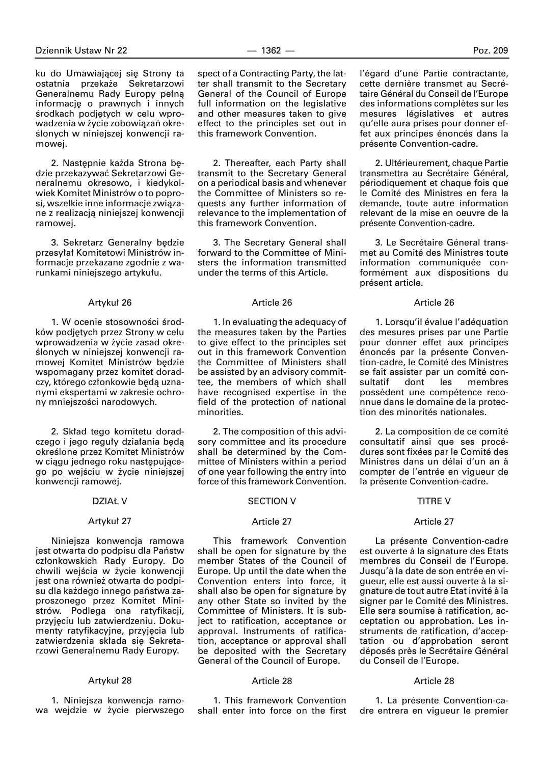ku do Umawiającej się Strony ta ostatnia przekaże Sekretarzowi Generalnemu Rady Europy pełną informację o prawnych i innych środkach podjętych w celu wprowadzenia w życie zobowiązań określonych w niniejszej konwencji ramowej.

2. Następnie każda Strona będzie przekazywać Sekretarzowi Generalnemu okresowo, i kiedykolwiek Komitet Ministrów o to poprosi, wszelkie inne informacje związane z realizacją niniejszej konwencji ramowej.

3. Sekretarz Generalny będzie przesyłał Komitetowi Ministrów informacje przekazane zgodnie z warunkami niniejszego artykułu.

### Artykuł 26

1. W ocenie stosowności środków podjętych przez Strony w celu wprowadzenia w życie zasad określonych w niniejszej konwencji ramowej Komitet Ministrów będzie wspomagany przez komitet doradczy, którego członkowie będą uznanymi ekspertami w zakresie ochrony mniejszości narodowych.

2. Skład tego komitetu doradczego i jego reguły działania będą określone przez Komitet Ministrów w ciągu jednego roku następującego po wejściu w życie niniejszej konwencji ramowej.

## DZIAŁ V

### Artykuł 27

Niniejsza konwencja ramowa jest otwarta do podpisu dla Państw członkowskich Rady Europy. Do chwili wejścia w życie konwencji jest ona również otwarta do podpisu dla każdego innego państwa zaproszonego przez Komitet Ministrów. Podlega ona ratyfikacji, przyjęciu lub zatwierdzeniu. Dokumenty ratyfikacyjne, przyjęcia lub zatwierdzenia składa się Sekretarzowi Generalnemu Rady Europy.

### Artykuł 28

1. Niniejsza konwencja ramowa wejdzie w życie pierwszego

spect of a Contracting Party, the latter shall transmit to the Secretary General of the Council of Europe full information on the legislative and other measures taken to give effect to the principles set out in this framework Convention.

2. Thereafter, each Party shall transmit to the Secretary General on a periodical basis and whenever the Committee of Ministers so requests any further information of relevance to the implementation of this framework Convention.

3. The Secretary General shall forward to the Committee of Ministers the information transmitted under the terms of this Article.

### Article 26

1. In evaluating the adequacy of the measures taken by the Parties to give effect to the principles set out in this framework Convention the Committee of Ministers shall be assisted by an advisory committee, the members of which shall have recognised expertise in the field of the protection of national minorities.

2. The composition of this advisory committee and its procedure shall be determined by the Committee of Ministers within a period of one year following the entry into force of this framework Convention.

## SECTION V

### Article 27

This framework Convention shall be open for signature by the member States of the Council of Europe. Up until the date when the Convention enters into force, it shall also be open for signature by any other State so invited by the Committee of Ministers. It is subject to ratification, acceptance or approval. Instruments of ratification, acceptance or approval shall be deposited with the Secretary General of the Council of Europe.

### Article 28

1. This framework Convention shall enter into force on the first

l'égard d'une Partie contractante, cette dernière transmet au Secrétaire Général du Conseil de l'Europe des informations complètes sur les mesures législatives et autres qu'elle aura prises pour donner effet aux principes énoncés dans la présente Convention-cadre.

2. Ultérieurement, chaque Partie transmettra au Secrétaire Général, périodiquement et chaque fois que le Comité des Ministres en fera la demande, toute autre information relevant de la mise en oeuvre de la présente Convention-cadre.

3. Le Secrétaire Géneral transmet au Comité des Ministres toute information communiquée conformément aux dispositions du présent article.

### Article 26

1. Lorsqu'il évalue l'adéquation des mesures prises par une Partie pour donner effet aux principes énoncés par la présente Convention-cadre, le Comité des Ministres se fait assister par un comité consultatif dont les membres possèdent une compétence reconnue dans le domaine de la protection des minorités nationales.

2. La composition de ce comité consultatif ainsi que ses procédures sont fixées par le Comité des Ministres dans un délai d'un an à compter de l'entrée en vigueur de la présente Convention-cadre.

## TITRE V

### Article 27

La présente Convention-cadre est ouverte à la signature des Etats membres du Conseil de l'Europe. Jusqu'à la date de son entrée en vigueur, elle est aussi ouverte à la signature de tout autre Etat invité à la signer par le Comité des Ministres. Elle sera soumise à ratification, acceptation ou approbation. Les instruments de ratification, d'acceptation ou d'approbation seront déposés près le Secrétaire Général du Conseil de l'Europe.

### Article 28

1. La présente Convention-cadre entrera en vigueur le premier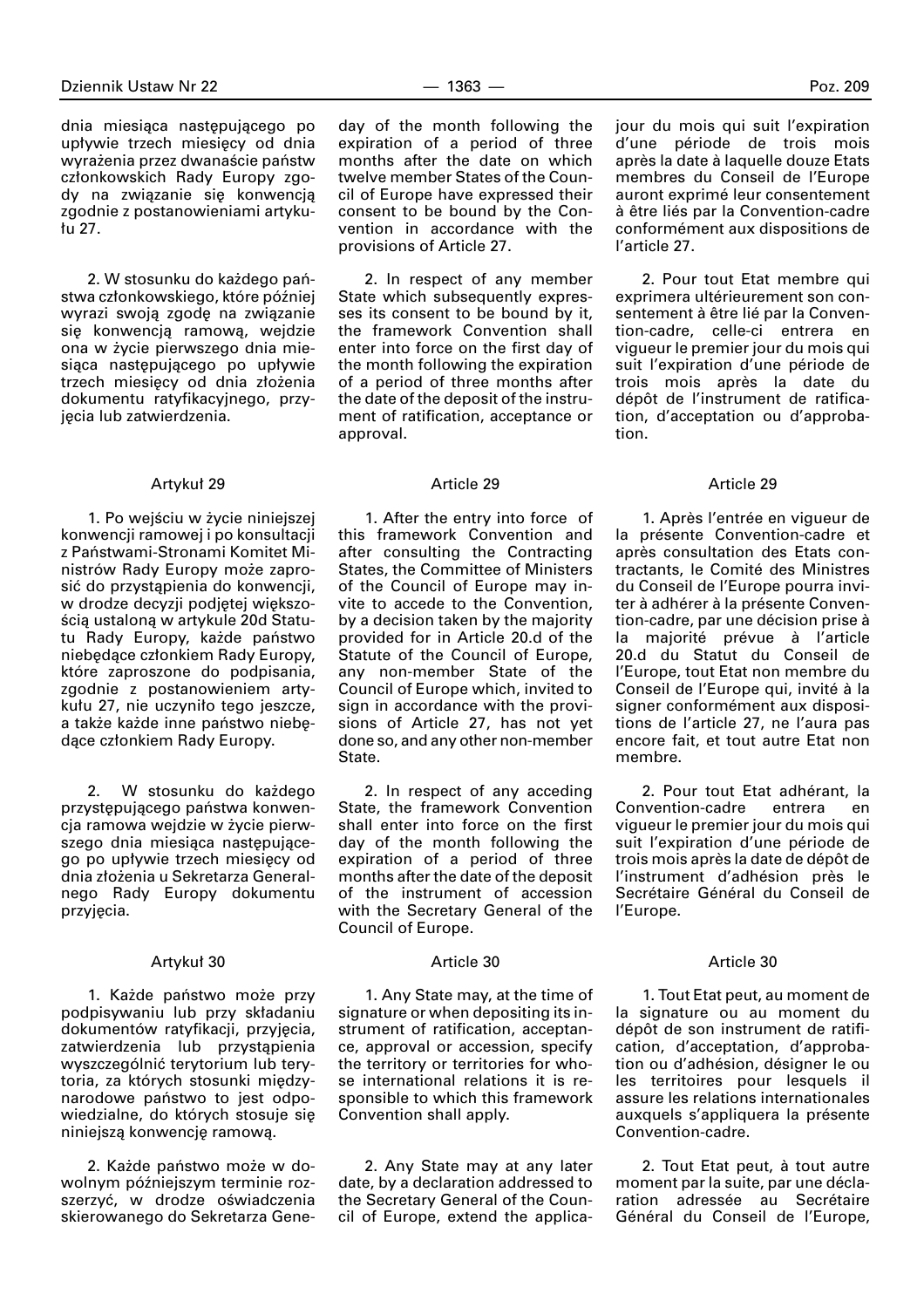dnia miesiąca następującego po upływie trzech miesięcy od dnia wyrażenia przez dwanaście państw członkowskich Rady Europy zgody na związanie się konwencją zgodnie z postanowieniami artykułu 27.

2. W stosunku do każdego państwa członkowskiego, które później wyrazi swoją zgodę na związanie się konwencją ramową, wejdzie ona w życie pierwszego dnia miesiąca następującego po upływie trzech miesięcy od dnia złożenia dokumentu ratyfikacyjnego, przyjęcia lub zatwierdzenia.

### Artykuł 29

1. Po wejściu w życie niniejszej konwencji ramowej i po konsultacji z Państwami-Stronami Komitet Ministrów Rady Europy może zaprosić do przystąpienia do konwencji, w drodze decyzji podjętej większością ustaloną w artykule 20d Statutu Rady Europy, każde państwo niebędące członkiem Rady Europy, które zaproszone do podpisania, zgodnie z postanowieniem artykułu 27, nie uczyniło tego jeszcze, a także każde inne państwo niebędące członkiem Rady Europy.

2. W stosunku do każdego przystępującego państwa konwencja ramowa wejdzie w życie pierwszego dnia miesiąca następującego po upływie trzech miesięcy od dnia złożenia u Sekretarza Generalnego Rady Europy dokumentu przyjęcia.

### Artykuł 30

1. Każde państwo może przy podpisywaniu lub przy składaniu dokumentów ratyfikacji, przyjęcia, zatwierdzenia lub przystąpienia wyszczególnić terytorium lub terytoria, za których stosunki międzynarodowe państwo to jest odpowiedzialne, do których stosuje się niniejszą konwencję ramową.

2. Każde państwo może w dowolnym późniejszym terminie rozszerzyć, w drodze oświadczenia skierowanego do Sekretarza Gene-

---

day of the month following the expiration of a period of three months after the date on which twelve member States of the Council of Europe have expressed their consent to be bound by the Convention in accordance with the provisions of Article 27.

2. In respect of any member State which subsequently expresses its consent to be bound by it, the framework Convention shall enter into force on the first day of the month following the expiration of a period of three months after the date of the deposit of the instrument of ratification, acceptance or approval.

### Article 29

1. After the entry into force of this framework Convention and after consulting the Contracting States, the Committee of Ministers of the Council of Europe may invite to accede to the Convention, by a decision taken by the majority provided for in Article 20.d of the Statute of the Council of Europe, any non-member State of the Council of Europe which, invited to sign in accordance with the provisions of Article 27, has not yet done so, and any other non-member State.

2. In respect of any acceding State, the framework Convention shall enter into force on the first day of the month following the expiration of a period of three months after the date of the deposit of the instrument of accession with the Secretary General of the Council of Europe.

### Article 30

1. Any State may, at the time of signature or when depositing its instrument of ratification, acceptance, approval or accession, specify the territory or territories for whose international relations it is responsible to which this framework Convention shall apply.

2. Any State may at any later date, by a declaration addressed to the Secretary General of the Council of Europe, extend the applica-

---

jour du mois qui suit l'expiration d'une période de trois mois après la date à laquelle douze Etats membres du Conseil de l'Europe auront exprimé leur consentement à être liés par la Convention-cadre conformément aux dispositions de l'article 27.

2. Pour tout Etat membre qui exprimera ultérieurement son consentement à être lié par la Convention-cadre, celle-ci entrera en vigueur le premier jour du mois qui suit l'expiration d'une période de trois mois après la date du dépôt de l'instrument de ratification, d'acceptation ou d'approbation.

### Article 29

1. Après l'entrée en vigueur de la présente Convention-cadre et après consultation des Etats contractants, le Comité des Ministres du Conseil de l'Europe pourra inviter à adhérer à la présente Convention-cadre, par une décision prise à la majorité prévue à l'article 20.d du Statut du Conseil de l'Europe, tout Etat non membre du Conseil de l'Europe qui, invité à la signer conformément aux dispositions de l'article 27, ne l'aura pas encore fait, et tout autre Etat non membre.

2. Pour tout Etat adhérant, la Convention-cadre entrera en vigueur le premier jour du mois qui suit l'expiration d'une période de trois mois après la date de dépôt de l'instrument d'adhésion près le Secrétaire Général du Conseil de l'Europe.

### Article 30

1. Tout Etat peut, au moment de la signature ou au moment du dépôt de son instrument de ratification, d'acceptation, d'approbation ou d'adhésion, désigner le ou les territoires pour lesquels il assure les relations internationales auxquels s'appliquera la présente Convention-cadre.

2. Tout Etat peut, à tout autre moment par la suite, par une déclaration adressée au Secrétaire Général du Conseil de l'Europe,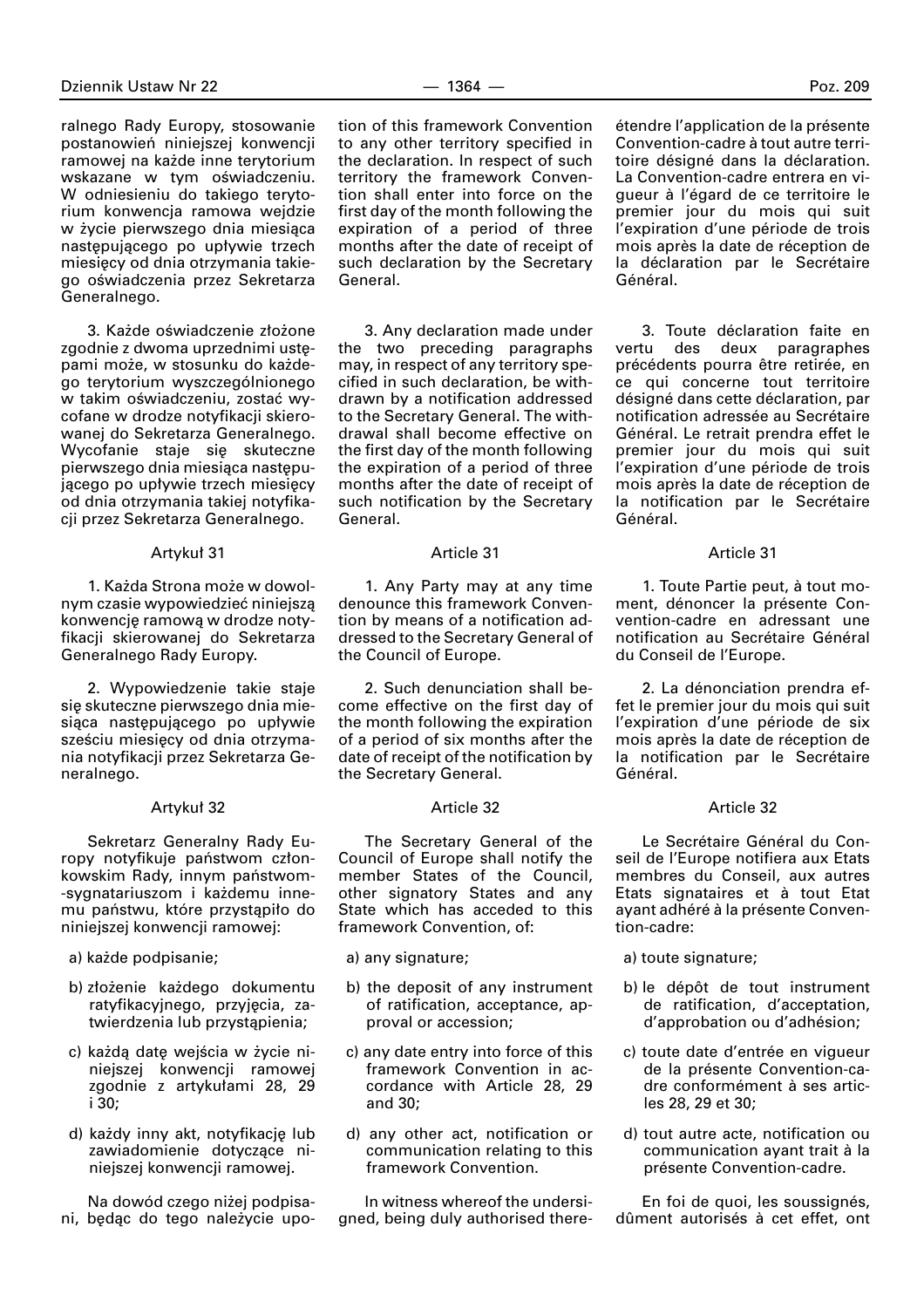ralnego Rady Europy, stosowanie postanowień niniejszej konwencji ramowej na każde inne terytorium wskazane w tym oświadczeniu. W odniesieniu do takiego terytorium konwencja ramowa wejdzie w życie pierwszego dnia miesiąca następującego po upływie trzech miesięcy od dnia otrzymania takiego oświadczenia przez Sekretarza Generalnego.

3. Każde oświadczenie złożone zgodnie z dwoma uprzednimi ustępami może, w stosunku do każdego terytorium wyszczególnionego w takim oświadczeniu, zostać wycofane w drodze notyfikacji skierowanej do Sekretarza Generalnego. Wycofanie staje się skuteczne pierwszego dnia miesiąca następującego po upływie trzech miesięcy od dnia otrzymania takiej notyfikacji przez Sekretarza Generalnego.

Artykuł 31

1. Każda Strona może w dowolnym czasie wypowiedzieć niniejszą konwencję ramową w drodze notyfikacji skierowanej do Sekretarza Generalnego Rady Europy.

2. Wypowiedzenie takie staje się skuteczne pierwszego dnia miesiąca następującego po upływie sześciu miesięcy od dnia otrzymania notyfikacji przez Sekretarza Generalnego.

Artykuł 32

Sekretarz Generalny Rady Europy notyfikuje państwom członkowskim Rady, innym państwom-sygnatariuszom i każdemu innemu państwu, które przystąpiło do niniejszej konwencji ramowej:

a) każde podpisanie;

b) złożenie każdego dokumentu ratyfikacyjnego, przyjęcia, zatwierdzenia lub przystąpienia;

c) każdą datę wejścia w życie niniejszej konwencji ramowej zgodnie z artykułami 28, 29 i 30;

d) każdy inny akt, notyfikację lub zawiadomienie dotyczące niniejszej konwencji ramowej.

Na dowód czego niżej podpisani, będąc do tego należycie upo-

tion of this framework Convention to any other territory specified in the declaration. In respect of such territory the framework Convention shall enter into force on the first day of the month following the expiration of a period of three months after the date of receipt of such declaration by the Secretary General.

3. Any declaration made under the two preceding paragraphs may, in respect of any territory specified in such declaration, be withdrawn by a notification addressed to the Secretary General. The withdrawal shall become effective on the first day of the month following the expiration of a period of three months after the date of receipt of such notification by the Secretary General.

Article 31

1. Any Party may at any time denounce this framework Convention by means of a notification addressed to the Secretary General of the Council of Europe.

2. Such denunciation shall become effective on the first day of the month following the expiration of a period of six months after the date of receipt of the notification by the Secretary General.

Article 32

The Secretary General of the Council of Europe shall notify the member States of the Council, other signatory States and any State which has acceded to this framework Convention, of:

a) any signature;

b) the deposit of any instrument of ratification, acceptance, approval or accession;

c) any date entry into force of this framework Convention in accordance with Article 28, 29 and 30;

d) any other act, notification or communication relating to this framework Convention.

In witness whereof the undersigned, being duly authorised there-

étendre l'application de la présente Convention-cadre à tout autre territoire désigné dans la déclaration. La Convention-cadre entrera en vigueur à l'égard de ce territoire le premier jour du mois qui suit l'expiration d'une période de trois mois après la date de réception de la déclaration par le Secrétaire Général.

3. Toute déclaration faite en vertu des deux paragraphes précédents pourra être retirée, en ce qui concerne tout territoire désigné dans cette déclaration, par notification adressée au Secrétaire Général. Le retrait prendra effet le premier jour du mois qui suit l'expiration d'une période de trois mois après la date de réception de la notification par le Secrétaire Général.

Article 31

1. Toute Partie peut, à tout moment, dénoncer la présente Convention-cadre en adressant une notification au Secrétaire Général du Conseil de l'Europe.

2. La dénonciation prendra effet le premier jour du mois qui suit l'expiration d'une période de six mois après la date de réception de la notification par le Secrétaire Général.

Article 32

Le Secrétaire Général du Conseil de l'Europe notifiera aux Etats membres du Conseil, aux autres Etats signataires et à tout Etat ayant adhéré à la présente Convention-cadre:

a) toute signature;

b) le dépôt de tout instrument de ratification, d'acceptation, d'approbation ou d'adhésion;

c) toute date d'entrée en vigueur de la présente Convention-cadre conformément à ses articles 28, 29 et 30;

d) tout autre acte, notification ou communication ayant trait à la présente Convention-cadre.

En foi de quoi, les soussignés, dûment autorisés à cet effet, ont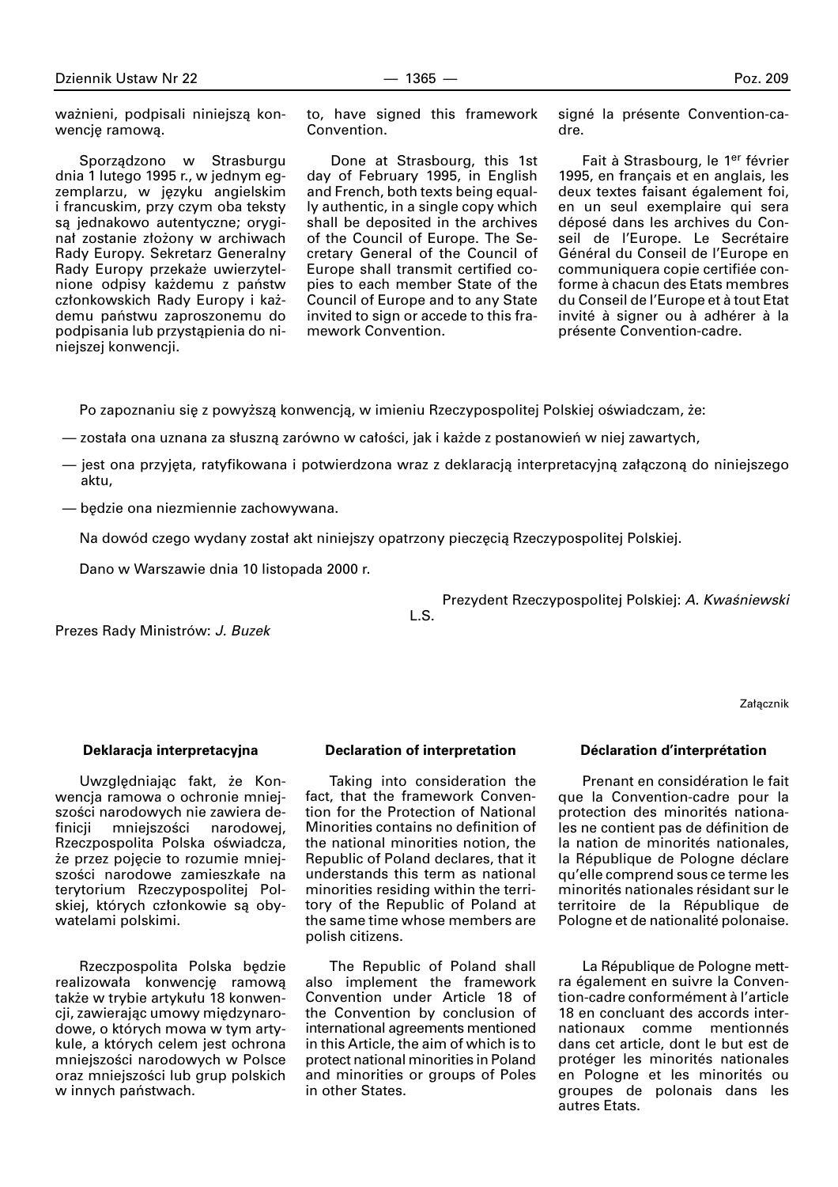ważnieni, podpisali niniejszą konwencję ramową.

Sporządzono w Strasburgu dnia 1 lutego 1995 r., w jednym egzemplarzu, w języku angielskim i francuskim, przy czym oba teksty są jednakowo autentyczne; oryginał zostanie złożony w archiwach Rady Europy. Sekretarz Generalny Rady Europy przekaże uwierzytelnione odpisy każdemu z państw członkowskich Rady Europy i każdemu państwu zaproszonemu do podpisania lub przystąpienia do niniejszej konwencji.

to, have signed this framework Convention.

Done at Strasbourg, this 1st day of February 1995, in English and French, both texts being equally authentic, in a single copy which shall be deposited in the archives of the Council of Europe. The Secretary General of the Council of Europe shall transmit certified copies to each member State of the Council of Europe and to any State invited to sign or accede to this framework Convention.

signé la présente Convention-cadre.

Fait à Strasbourg, le 1er février 1995, en français et en anglais, les deux textes faisant également foi, en un seul exemplaire qui sera déposé dans les archives du Conseil de l'Europe. Le Secrétaire Général du Conseil de l'Europe en communiquera copie certifiée conforme à chacun des Etats membres du Conseil de l'Europe et à tout Etat invité à signer ou à adhérer à la présente Convention-cadre.

Po zapoznaniu się z powyższą konwencją, w imieniu Rzeczypospolitej Polskiej oświadczam, że:

— została ona uznana za słuszną zarówno w całości, jak i każde z postanowień w niej zawartych,

— jest ona przyjęta, ratyfikowana i potwierdzona wraz z deklaracją interpretacyjną załączoną do niniejszego aktu,

— będzie ona niezmiennie zachowywana.

Na dowód czego wydany został akt niniejszy opatrzony pieczęcią Rzeczypospolitej Polskiej.

Dano w Warszawie dnia 10 listopada 2000 r.

Prezydent Rzeczypospolitej Polskiej: *A. Kwaśniewski*

L.S.

Prezes Rady Ministrów: *J. Buzek*

Załącznik

**Deklaracja interpretacyjna**

Uwzględniając fakt, że Konwencja ramowa o ochronie mniejszości narodowych nie zawiera definicji mniejszości narodowej, Rzeczpospolita Polska oświadcza, że przez pojęcie to rozumie mniejszości narodowe zamieszkałe na terytorium Rzeczypospolitej Polskiej, których członkowie są obywatelami polskimi.

Rzeczpospolita Polska będzie realizowała konwencję ramową także w trybie artykułu 18 konwencji, zawierając umowy międzynarodowe, o których mowa w tym artykule, a których celem jest ochrona mniejszości narodowych w Polsce oraz mniejszości lub grup polskich w innych państwach.

**Declaration of interpretation**

Taking into consideration the fact, that the framework Convention for the Protection of National Minorities contains no definition of the national minorities notion, the Republic of Poland declares, that it understands this term as national minorities residing within the territory of the Republic of Poland at the same time whose members are polish citizens.

The Republic of Poland shall also implement the framework Convention under Article 18 of the Convention by conclusion of international agreements mentioned in this Article, the aim of which is to protect national minorities in Poland and minorities or groups of Poles in other States.

**Déclaration d'interprétation**

Prenant en considération le fait que la Convention-cadre pour la protection des minorités nationales ne contient pas de définition de la nation de minorités nationales, la République de Pologne déclare qu'elle comprend sous ce terme les minorités nationales résidant sur le territoire de la République de Pologne et de nationalité polonaise.

La République de Pologne mettra également en suivre la Convention-cadre conformément à l'article 18 en concluant des accords internationaux comme mentionnés dans cet article, dont le but est de protéger les minorités nationales en Pologne et les minorités ou groupes de polonais dans les autres Etats.